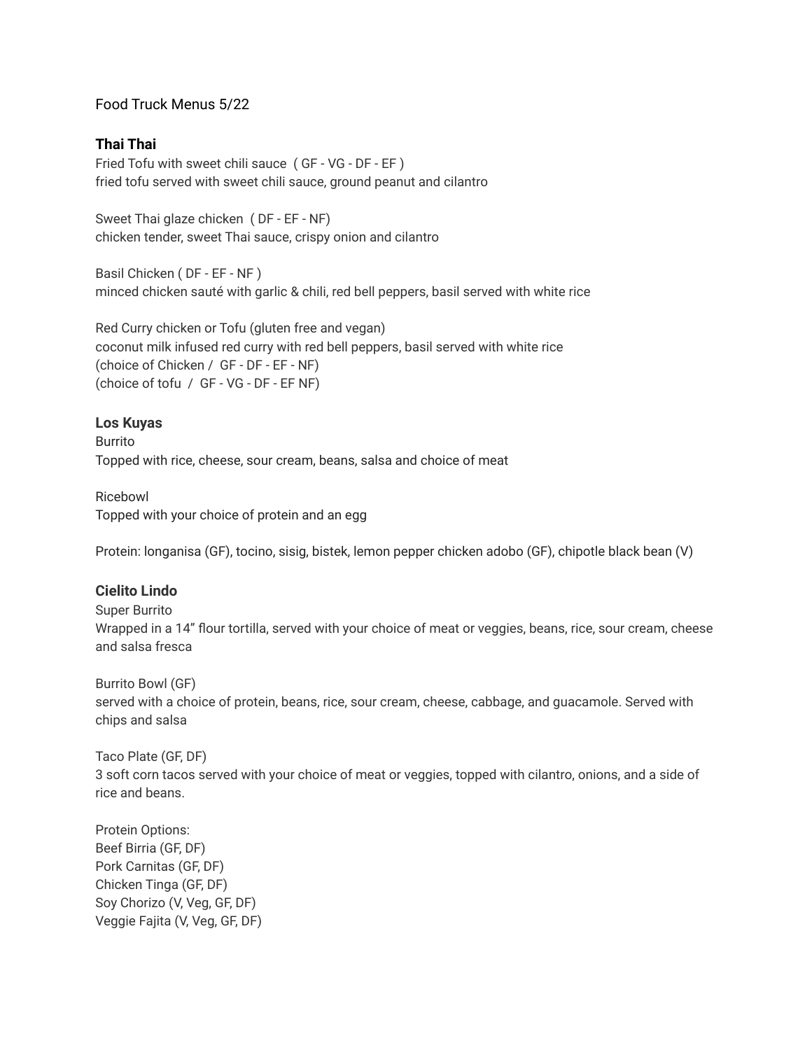Food Truck Menus 5/22

**Thai Thai**

Fried Tofu with sweet chili sauce ( GF - VG - DF - EF )
fried tofu served with sweet chili sauce, ground peanut and cilantro

Sweet Thai glaze chicken ( DF - EF - NF)
chicken tender, sweet Thai sauce, crispy onion and cilantro

Basil Chicken ( DF - EF - NF )
minced chicken sauté with garlic & chili, red bell peppers, basil served with white rice

Red Curry chicken or Tofu (gluten free and vegan)
coconut milk infused red curry with red bell peppers, basil served with white rice
(choice of Chicken / GF - DF - EF - NF)
(choice of tofu / GF - VG - DF - EF NF)

**Los Kuyas**

Burrito
Topped with rice, cheese, sour cream, beans, salsa and choice of meat

Ricebowl
Topped with your choice of protein and an egg

Protein: longanisa (GF), tocino, sisig, bistek, lemon pepper chicken adobo (GF), chipotle black bean (V)

**Cielito Lindo**

Super Burrito
Wrapped in a 14” flour tortilla, served with your choice of meat or veggies, beans, rice, sour cream, cheese and salsa fresca

Burrito Bowl (GF)
served with a choice of protein, beans, rice, sour cream, cheese, cabbage, and guacamole. Served with chips and salsa

Taco Plate (GF, DF)
3 soft corn tacos served with your choice of meat or veggies, topped with cilantro, onions, and a side of rice and beans.

Protein Options:
Beef Birria (GF, DF)
Pork Carnitas (GF, DF)
Chicken Tinga (GF, DF)
Soy Chorizo (V, Veg, GF, DF)
Veggie Fajita (V, Veg, GF, DF)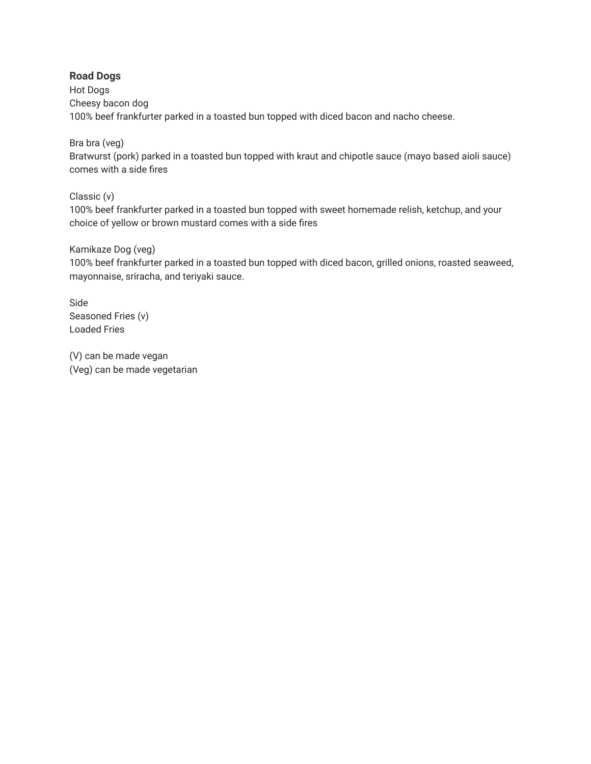**Road Dogs**
Hot Dogs
Cheesy bacon dog
100% beef frankfurter parked in a toasted bun topped with diced bacon and nacho cheese.

Bra bra (veg)
Bratwurst (pork) parked in a toasted bun topped with kraut and chipotle sauce (mayo based aioli sauce) comes with a side fires

Classic (v)
100% beef frankfurter parked in a toasted bun topped with sweet homemade relish, ketchup, and your choice of yellow or brown mustard comes with a side fires

Kamikaze Dog (veg)
100% beef frankfurter parked in a toasted bun topped with diced bacon, grilled onions, roasted seaweed, mayonnaise, sriracha, and teriyaki sauce.

Side
Seasoned Fries (v)
Loaded Fries

(V) can be made vegan
(Veg) can be made vegetarian